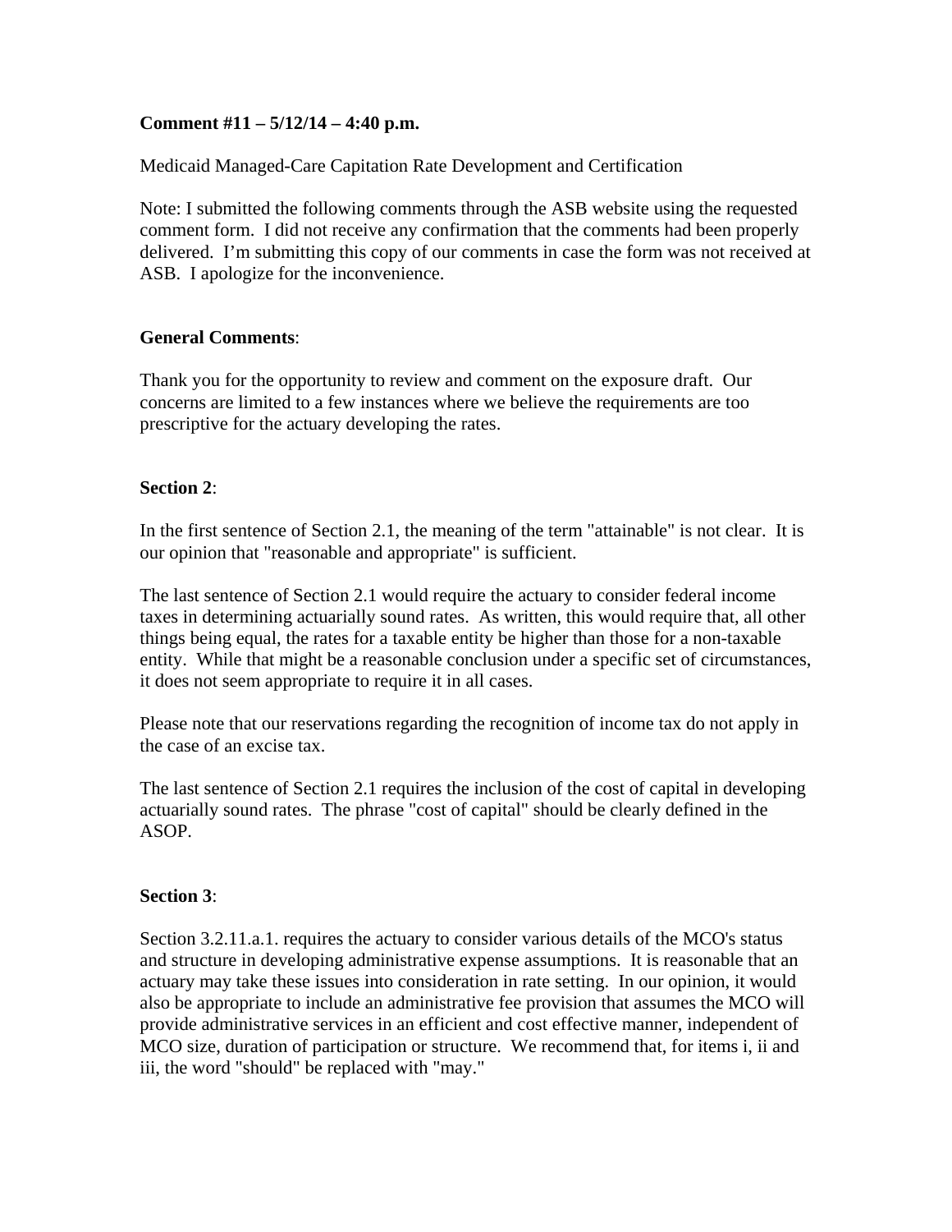**Comment #11 – 5/12/14 – 4:40 p.m.**

Medicaid Managed-Care Capitation Rate Development and Certification

Note: I submitted the following comments through the ASB website using the requested comment form. I did not receive any confirmation that the comments had been properly delivered. I'm submitting this copy of our comments in case the form was not received at ASB. I apologize for the inconvenience.

**General Comments**:

Thank you for the opportunity to review and comment on the exposure draft. Our concerns are limited to a few instances where we believe the requirements are too prescriptive for the actuary developing the rates.

**Section 2**:

In the first sentence of Section 2.1, the meaning of the term "attainable" is not clear. It is our opinion that "reasonable and appropriate" is sufficient.

The last sentence of Section 2.1 would require the actuary to consider federal income taxes in determining actuarially sound rates. As written, this would require that, all other things being equal, the rates for a taxable entity be higher than those for a non-taxable entity. While that might be a reasonable conclusion under a specific set of circumstances, it does not seem appropriate to require it in all cases.

Please note that our reservations regarding the recognition of income tax do not apply in the case of an excise tax.

The last sentence of Section 2.1 requires the inclusion of the cost of capital in developing actuarially sound rates. The phrase "cost of capital" should be clearly defined in the ASOP.

**Section 3**:

Section 3.2.11.a.1. requires the actuary to consider various details of the MCO's status and structure in developing administrative expense assumptions. It is reasonable that an actuary may take these issues into consideration in rate setting. In our opinion, it would also be appropriate to include an administrative fee provision that assumes the MCO will provide administrative services in an efficient and cost effective manner, independent of MCO size, duration of participation or structure. We recommend that, for items i, ii and iii, the word "should" be replaced with "may."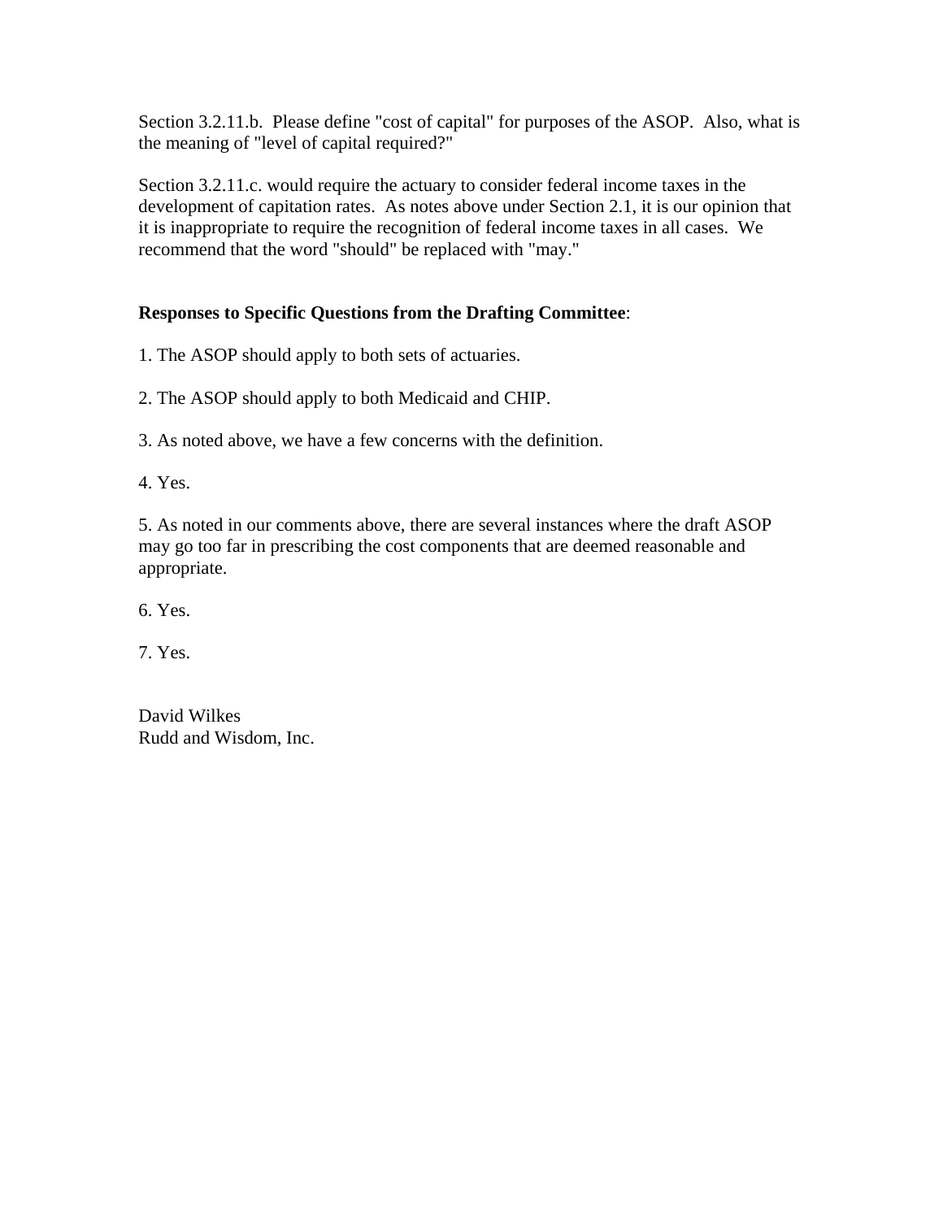Section 3.2.11.b. Please define "cost of capital" for purposes of the ASOP. Also, what is the meaning of "level of capital required?"

Section 3.2.11.c. would require the actuary to consider federal income taxes in the development of capitation rates. As notes above under Section 2.1, it is our opinion that it is inappropriate to require the recognition of federal income taxes in all cases. We recommend that the word "should" be replaced with "may."

**Responses to Specific Questions from the Drafting Committee**:

1. The ASOP should apply to both sets of actuaries.

2. The ASOP should apply to both Medicaid and CHIP.

3. As noted above, we have a few concerns with the definition.

4. Yes.

5. As noted in our comments above, there are several instances where the draft ASOP may go too far in prescribing the cost components that are deemed reasonable and appropriate.

6. Yes.

7. Yes.

David Wilkes
Rudd and Wisdom, Inc.